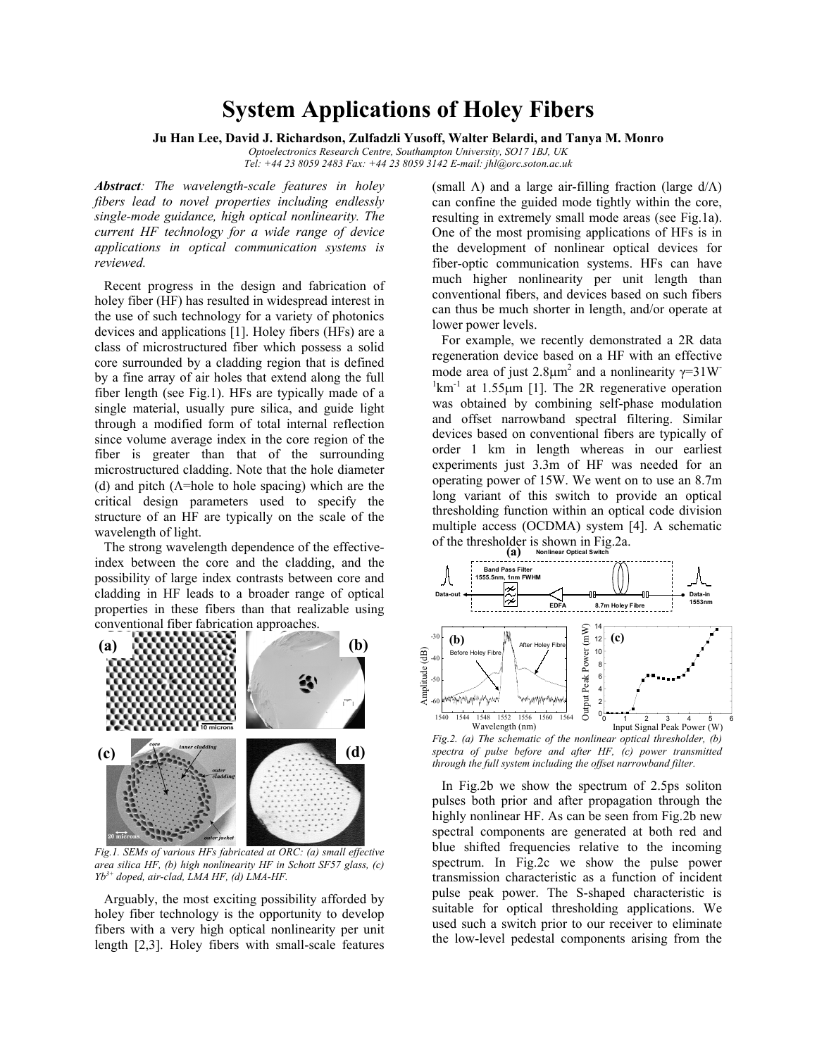# System Applications of Holey Fibers

**Ju Han Lee, David J. Richardson, Zulfadzli Yusoff, Walter Belardi, and Tanya M. Monro**

*Optoelectronics Research Centre, Southampton University, SO17 1BJ, UK*
*Tel: +44 23 8059 2483 Fax: +44 23 8059 3142 E-mail: jhl@orc.soton.ac.uk*

***Abstract**: The wavelength-scale features in holey fibers lead to novel properties including endlessly single-mode guidance, high optical nonlinearity. The current HF technology for a wide range of device applications in optical communication systems is reviewed.*

Recent progress in the design and fabrication of holey fiber (HF) has resulted in widespread interest in the use of such technology for a variety of photonics devices and applications [1]. Holey fibers (HFs) are a class of microstructured fiber which possess a solid core surrounded by a cladding region that is defined by a fine array of air holes that extend along the full fiber length (see Fig.1). HFs are typically made of a single material, usually pure silica, and guide light through a modified form of total internal reflection since volume average index in the core region of the fiber is greater than that of the surrounding microstructured cladding. Note that the hole diameter (d) and pitch ($\Lambda$=hole to hole spacing) which are the critical design parameters used to specify the structure of an HF are typically on the scale of the wavelength of light.

The strong wavelength dependence of the effective-index between the core and the cladding, and the possibility of large index contrasts between core and cladding in HF leads to a broader range of optical properties in these fibers than that realizable using conventional fiber fabrication approaches.

(a) 10 microns (b) (c) core, inner cladding, outer cladding, outer jacket, 20 microns (d)

Fig.1. SEMs of various HFs fabricated at ORC: (a) small effective area silica HF, (b) high nonlinearity HF in Schott SF57 glass, (c) $Yb^{3+}$ doped, air-clad, LMA HF, (d) LMA-HF.

Arguably, the most exciting possibility afforded by holey fiber technology is the opportunity to develop fibers with a very high optical nonlinearity per unit length [2,3]. Holey fibers with small-scale features (small $\Lambda$) and a large air-filling fraction (large d/$\Lambda$) can confine the guided mode tightly within the core, resulting in extremely small mode areas (see Fig.1a). One of the most promising applications of HFs is in the development of nonlinear optical devices for fiber-optic communication systems. HFs can have much higher nonlinearity per unit length than conventional fibers, and devices based on such fibers can thus be much shorter in length, and/or operate at lower power levels.

For example, we recently demonstrated a 2R data regeneration device based on a HF with an effective mode area of just 2.8μm$^2$ and a nonlinearity $\gamma$=31W$^{-1}$km$^{-1}$ at 1.55μm [1]. The 2R regenerative operation was obtained by combining self-phase modulation and offset narrowband spectral filtering. Similar devices based on conventional fibers are typically of order 1 km in length whereas in our earliest experiments just 3.3m of HF was needed for an operating power of 15W. We went on to use an 8.7m long variant of this switch to provide an optical thresholding function within an optical code division multiple access (OCDMA) system [4]. A schematic of the thresholder is shown in Fig.2a.

(a) Nonlinear Optical Switch
Band Pass Filter 1555.5nm, 1nm FWHM
Data-out
EDFA
8.7m Holey Fibre
Data-in 1553nm

(b)
Amplitude (dB)
-30
-40
-50
-60
Before Holey Fibre
After Holey Fibre
1540 1544 1548 1552 1556 1560 1564
Wavelength (nm)

(c)
Output Peak Power (mW)
0 2 4 6 8 10 12 14
0 1 2 3 4 5 6
Input Signal Peak Power (W)

*Fig.2. (a) The schematic of the nonlinear optical thresholder, (b) spectra of pulse before and after HF, (c) power transmitted through the full system including the offset narrowband filter.*

In Fig.2b we show the spectrum of 2.5ps soliton pulses both prior and after propagation through the highly nonlinear HF. As can be seen from Fig.2b new spectral components are generated at both red and blue shifted frequencies relative to the incoming spectrum. In Fig.2c we show the pulse power transmission characteristic as a function of incident pulse peak power. The S-shaped characteristic is suitable for optical thresholding applications. We used such a switch prior to our receiver to eliminate the low-level pedestal components arising from the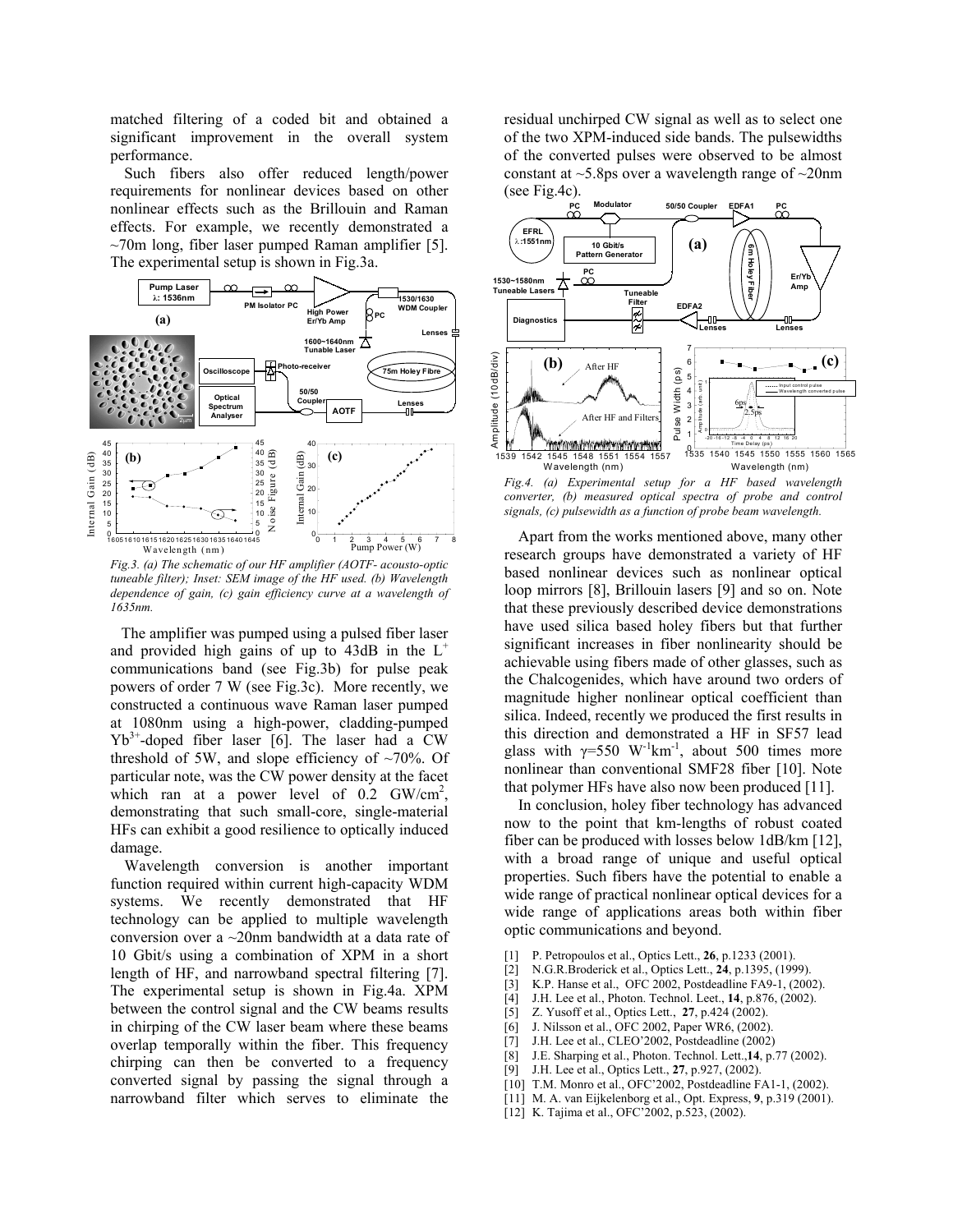matched filtering of a coded bit and obtained a significant improvement in the overall system performance.

Such fibers also offer reduced length/power requirements for nonlinear devices based on other nonlinear effects such as the Brillouin and Raman effects. For example, we recently demonstrated a ~70m long, fiber laser pumped Raman amplifier [5]. The experimental setup is shown in Fig.3a.

Pump Laser
λ: 1536nm
PM Isolator PC
High Power Er/Yb Amp
PC
1530/1630 WDM Coupler
Lenses
1600~1640nm Tunable Laser
(a)
Oscilloscope
Photo-receiver
75m Holey Fibre
50/50 Coupler
Optical Spectrum Analyser
AOTF
Lenses
2μm

(b)
Internal Gain (dB)
Noise Figure (dB)
Wavelength (nm)
1605 1610 1615 1620 1625 1630 1635 1640 1645

(c)
Internal Gain (dB)
Pump Power (W)
0 1 2 3 4 5 6 7 8

*Fig.3. (a) The schematic of our HF amplifier (AOTF- acousto-optic tuneable filter); Inset: SEM image of the HF used. (b) Wavelength dependence of gain, (c) gain efficiency curve at a wavelength of 1635nm.*

The amplifier was pumped using a pulsed fiber laser and provided high gains of up to 43dB in the $L^+$ communications band (see Fig.3b) for pulse peak powers of order 7 W (see Fig.3c). More recently, we constructed a continuous wave Raman laser pumped at 1080nm using a high-power, cladding-pumped $Yb^{3+}$-doped fiber laser [6]. The laser had a CW threshold of 5W, and slope efficiency of ~70%. Of particular note, was the CW power density at the facet which ran at a power level of 0.2 $GW/cm^2$, demonstrating that such small-core, single-material HFs can exhibit a good resilience to optically induced damage.

Wavelength conversion is another important function required within current high-capacity WDM systems. We recently demonstrated that HF technology can be applied to multiple wavelength conversion over a ~20nm bandwidth at a data rate of 10 Gbit/s using a combination of XPM in a short length of HF, and narrowband spectral filtering [7]. The experimental setup is shown in Fig.4a. XPM between the control signal and the CW beams results in chirping of the CW laser beam where these beams overlap temporally within the fiber. This frequency chirping can then be converted to a frequency converted signal by passing the signal through a narrowband filter which serves to eliminate the residual unchirped CW signal as well as to select one of the two XPM-induced side bands. The pulsewidths of the converted pulses were observed to be almost constant at ~5.8ps over a wavelength range of ~20nm (see Fig.4c).

PC Modulator 50/50 Coupler EDFA1 PC
EFRL
λ:1551nm
10 Gbit/s Pattern Generator
(a)
6m Holey Fiber
Er/Yb Amp
1530~1580nm Tuneable Lasers
PC
Tuneable Filter
EDFA2
Diagnostics
Lenses Lenses

(b)
Amplitude (10dB/div)
After HF
After HF and Filters
Wavelength (nm)
1539 1542 1545 1548 1551 1554 1557

(c)
Pulse Width (ps)
Input control pulse
Wavelength converted pulse
6ps
2.5ps
Time Delay (ps)
Wavelength (nm)
1535 1540 1545 1550 1555 1560 1565

*Fig.4. (a) Experimental setup for a HF based wavelength converter, (b) measured optical spectra of probe and control signals, (c) pulsewidth as a function of probe beam wavelength.*

Apart from the works mentioned above, many other research groups have demonstrated a variety of HF based nonlinear devices such as nonlinear optical loop mirrors [8], Brillouin lasers [9] and so on. Note that these previously described device demonstrations have used silica based holey fibers but that further significant increases in fiber nonlinearity should be achievable using fibers made of other glasses, such as the Chalcogenides, which have around two orders of magnitude higher nonlinear optical coefficient than silica. Indeed, recently we produced the first results in this direction and demonstrated a HF in SF57 lead glass with $\gamma$=550 $W^{-1}km^{-1}$, about 500 times more nonlinear than conventional SMF28 fiber [10]. Note that polymer HFs have also now been produced [11].

In conclusion, holey fiber technology has advanced now to the point that km-lengths of robust coated fiber can be produced with losses below 1dB/km [12], with a broad range of unique and useful optical properties. Such fibers have the potential to enable a wide range of practical nonlinear optical devices for a wide range of applications areas both within fiber optic communications and beyond.

[1] P. Petropoulos et al., Optics Lett., **26**, p.1233 (2001).
[2] N.G.R.Broderick et al., Optics Lett., **24**, p.1395, (1999).
[3] K.P. Hanse et al., OFC 2002, Postdeadline FA9-1, (2002).
[4] J.H. Lee et al., Photon. Technol. Leet., **14**, p.876, (2002).
[5] Z. Yusoff et al., Optics Lett., **27**, p.424 (2002).
[6] J. Nilsson et al., OFC 2002, Paper WR6, (2002).
[7] J.H. Lee et al., CLEO'2002, Postdeadline (2002)
[8] J.E. Sharping et al., Photon. Technol. Lett.,**14**, p.77 (2002).
[9] J.H. Lee et al., Optics Lett., **27**, p.927, (2002).
[10] T.M. Monro et al., OFC'2002, Postdeadline FA1-1, (2002).
[11] M. A. van Eijkelenborg et al., Opt. Express, **9**, p.319 (2001).
[12] K. Tajima et al., OFC'2002, p.523, (2002).